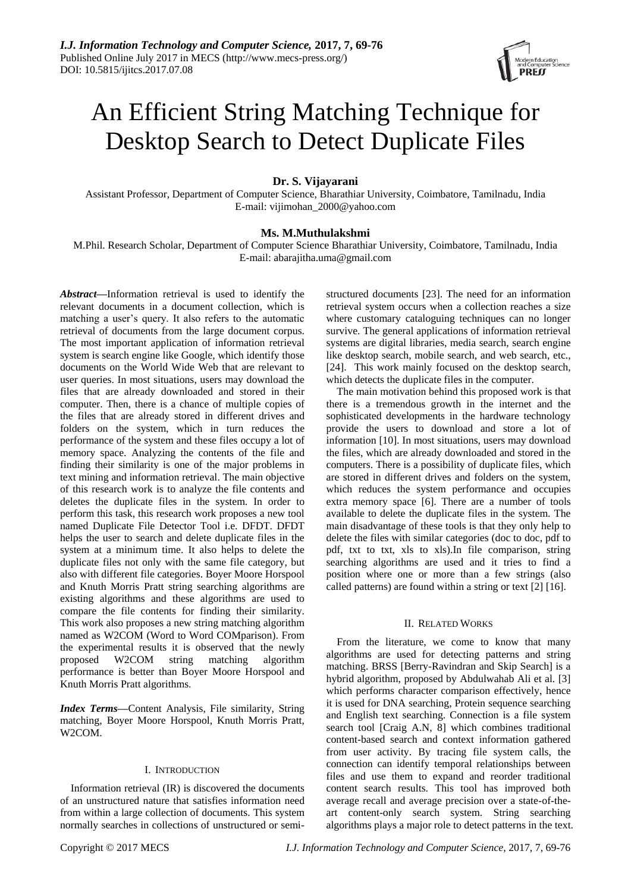# An Efficient String Matching Technique for Desktop Search to Detect Duplicate Files

**Dr. S. Vijayarani**

Assistant Professor, Department of Computer Science, Bharathiar University, Coimbatore, Tamilnadu, India
E-mail: vijimohan_2000@yahoo.com

**Ms. M.Muthulakshmi**

M.Phil. Research Scholar, Department of Computer Science Bharathiar University, Coimbatore, Tamilnadu, India
E-mail: abarajitha.uma@gmail.com

***Abstract*—**Information retrieval is used to identify the relevant documents in a document collection, which is matching a user's query. It also refers to the automatic retrieval of documents from the large document corpus. The most important application of information retrieval system is search engine like Google, which identify those documents on the World Wide Web that are relevant to user queries. In most situations, users may download the files that are already downloaded and stored in their computer. Then, there is a chance of multiple copies of the files that are already stored in different drives and folders on the system, which in turn reduces the performance of the system and these files occupy a lot of memory space. Analyzing the contents of the file and finding their similarity is one of the major problems in text mining and information retrieval. The main objective of this research work is to analyze the file contents and deletes the duplicate files in the system. In order to perform this task, this research work proposes a new tool named Duplicate File Detector Tool i.e. DFDT. DFDT helps the user to search and delete duplicate files in the system at a minimum time. It also helps to delete the duplicate files not only with the same file category, but also with different file categories. Boyer Moore Horspool and Knuth Morris Pratt string searching algorithms are existing algorithms and these algorithms are used to compare the file contents for finding their similarity. This work also proposes a new string matching algorithm named as W2COM (Word to Word COMparison). From the experimental results it is observed that the newly proposed W2COM string matching algorithm performance is better than Boyer Moore Horspool and Knuth Morris Pratt algorithms.

***Index Terms*—**Content Analysis, File similarity, String matching, Boyer Moore Horspool, Knuth Morris Pratt, W2COM.

## I. Introduction

Information retrieval (IR) is discovered the documents of an unstructured nature that satisfies information need from within a large collection of documents. This system normally searches in collections of unstructured or semi-structured documents [23]. The need for an information retrieval system occurs when a collection reaches a size where customary cataloguing techniques can no longer survive. The general applications of information retrieval systems are digital libraries, media search, search engine like desktop search, mobile search, and web search, etc., [24]. This work mainly focused on the desktop search, which detects the duplicate files in the computer.

The main motivation behind this proposed work is that there is a tremendous growth in the internet and the sophisticated developments in the hardware technology provide the users to download and store a lot of information [10]. In most situations, users may download the files, which are already downloaded and stored in the computers. There is a possibility of duplicate files, which are stored in different drives and folders on the system, which reduces the system performance and occupies extra memory space [6]. There are a number of tools available to delete the duplicate files in the system. The main disadvantage of these tools is that they only help to delete the files with similar categories (doc to doc, pdf to pdf, txt to txt, xls to xls).In file comparison, string searching algorithms are used and it tries to find a position where one or more than a few strings (also called patterns) are found within a string or text [2] [16].

## II. Related Works

From the literature, we come to know that many algorithms are used for detecting patterns and string matching. BRSS [Berry-Ravindran and Skip Search] is a hybrid algorithm, proposed by Abdulwahab Ali et al. [3] which performs character comparison effectively, hence it is used for DNA searching, Protein sequence searching and English text searching. Connection is a file system search tool [Craig A.N, 8] which combines traditional content-based search and context information gathered from user activity. By tracing file system calls, the connection can identify temporal relationships between files and use them to expand and reorder traditional content search results. This tool has improved both average recall and average precision over a state-of-the-art content-only search system. String searching algorithms plays a major role to detect patterns in the text.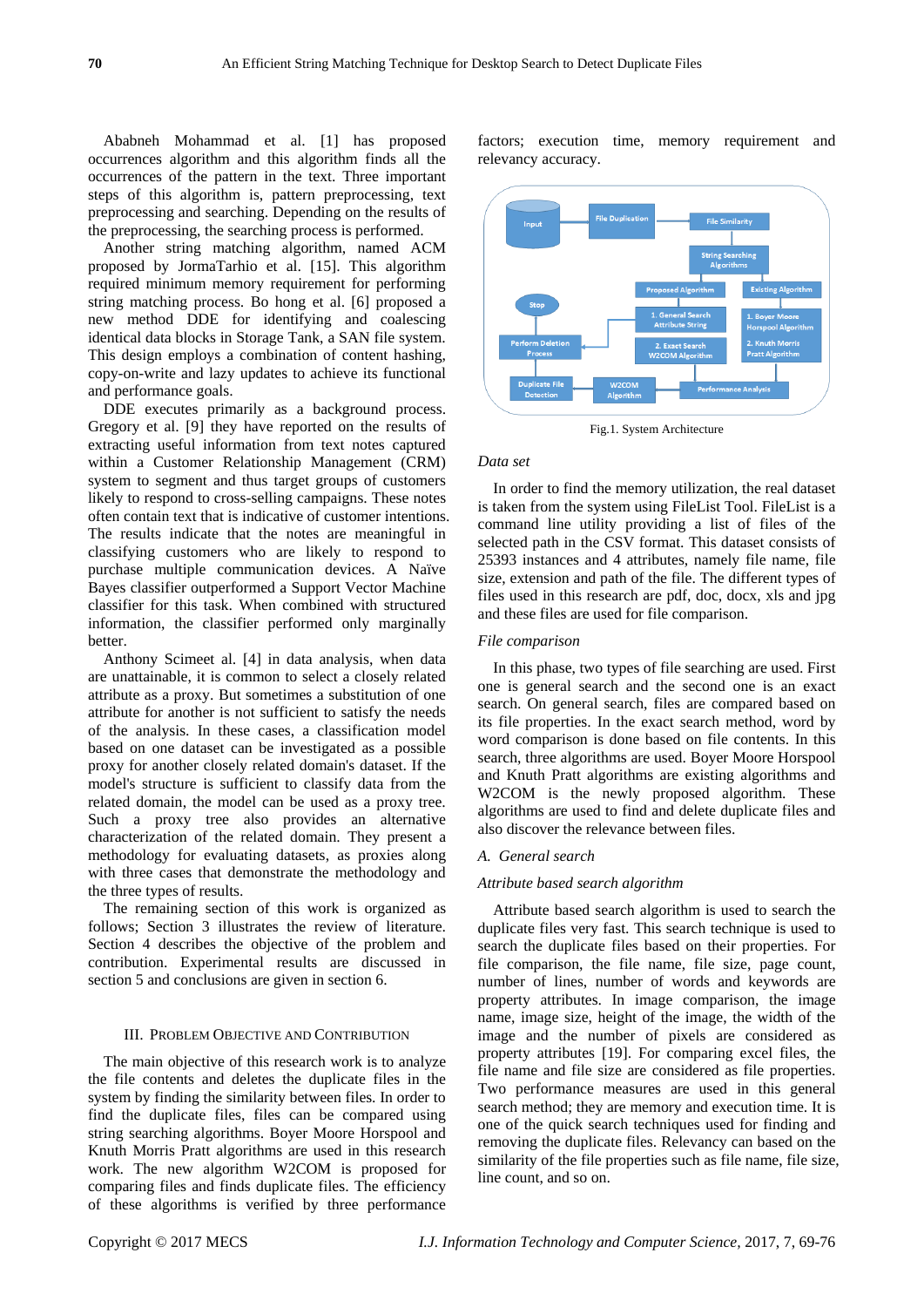Ababneh Mohammad et al. [1] has proposed occurrences algorithm and this algorithm finds all the occurrences of the pattern in the text. Three important steps of this algorithm is, pattern preprocessing, text preprocessing and searching. Depending on the results of the preprocessing, the searching process is performed.

Another string matching algorithm, named ACM proposed by JormaTarhio et al. [15]. This algorithm required minimum memory requirement for performing string matching process. Bo hong et al. [6] proposed a new method DDE for identifying and coalescing identical data blocks in Storage Tank, a SAN file system. This design employs a combination of content hashing, copy-on-write and lazy updates to achieve its functional and performance goals.

DDE executes primarily as a background process. Gregory et al. [9] they have reported on the results of extracting useful information from text notes captured within a Customer Relationship Management (CRM) system to segment and thus target groups of customers likely to respond to cross-selling campaigns. These notes often contain text that is indicative of customer intentions. The results indicate that the notes are meaningful in classifying customers who are likely to respond to purchase multiple communication devices. A Naïve Bayes classifier outperformed a Support Vector Machine classifier for this task. When combined with structured information, the classifier performed only marginally better.

Anthony Scimeet al. [4] in data analysis, when data are unattainable, it is common to select a closely related attribute as a proxy. But sometimes a substitution of one attribute for another is not sufficient to satisfy the needs of the analysis. In these cases, a classification model based on one dataset can be investigated as a possible proxy for another closely related domain's dataset. If the model's structure is sufficient to classify data from the related domain, the model can be used as a proxy tree. Such a proxy tree also provides an alternative characterization of the related domain. They present a methodology for evaluating datasets, as proxies along with three cases that demonstrate the methodology and the three types of results.

The remaining section of this work is organized as follows; Section 3 illustrates the review of literature. Section 4 describes the objective of the problem and contribution. Experimental results are discussed in section 5 and conclusions are given in section 6.

## III. Problem Objective and Contribution

The main objective of this research work is to analyze the file contents and deletes the duplicate files in the system by finding the similarity between files. In order to find the duplicate files, files can be compared using string searching algorithms. Boyer Moore Horspool and Knuth Morris Pratt algorithms are used in this research work. The new algorithm W2COM is proposed for comparing files and finds duplicate files. The efficiency of these algorithms is verified by three performance factors; execution time, memory requirement and relevancy accuracy.

Input
File Duplication
File Similarity
String Searching Algorithms
Proposed Algorithm
Existing Algorithm
Stop
1. General Search Attribute String
1. Boyer Moore Horspool Algorithm
Perform Deletion Process
2. Exact Search W2COM Algorithm
2. Knuth Morris Pratt Algorithm
Duplicate File Detection
W2COM Algorithm
Performance Analysis

Fig.1. System Architecture

*Data set*

In order to find the memory utilization, the real dataset is taken from the system using FileList Tool. FileList is a command line utility providing a list of files of the selected path in the CSV format. This dataset consists of 25393 instances and 4 attributes, namely file name, file size, extension and path of the file. The different types of files used in this research are pdf, doc, docx, xls and jpg and these files are used for file comparison.

*File comparison*

In this phase, two types of file searching are used. First one is general search and the second one is an exact search. On general search, files are compared based on its file properties. In the exact search method, word by word comparison is done based on file contents. In this search, three algorithms are used. Boyer Moore Horspool and Knuth Pratt algorithms are existing algorithms and W2COM is the newly proposed algorithm. These algorithms are used to find and delete duplicate files and also discover the relevance between files.

### A. General search

*Attribute based search algorithm*

Attribute based search algorithm is used to search the duplicate files very fast. This search technique is used to search the duplicate files based on their properties. For file comparison, the file name, file size, page count, number of lines, number of words and keywords are property attributes. In image comparison, the image name, image size, height of the image, the width of the image and the number of pixels are considered as property attributes [19]. For comparing excel files, the file name and file size are considered as file properties. Two performance measures are used in this general search method; they are memory and execution time. It is one of the quick search techniques used for finding and removing the duplicate files. Relevancy can based on the similarity of the file properties such as file name, file size, line count, and so on.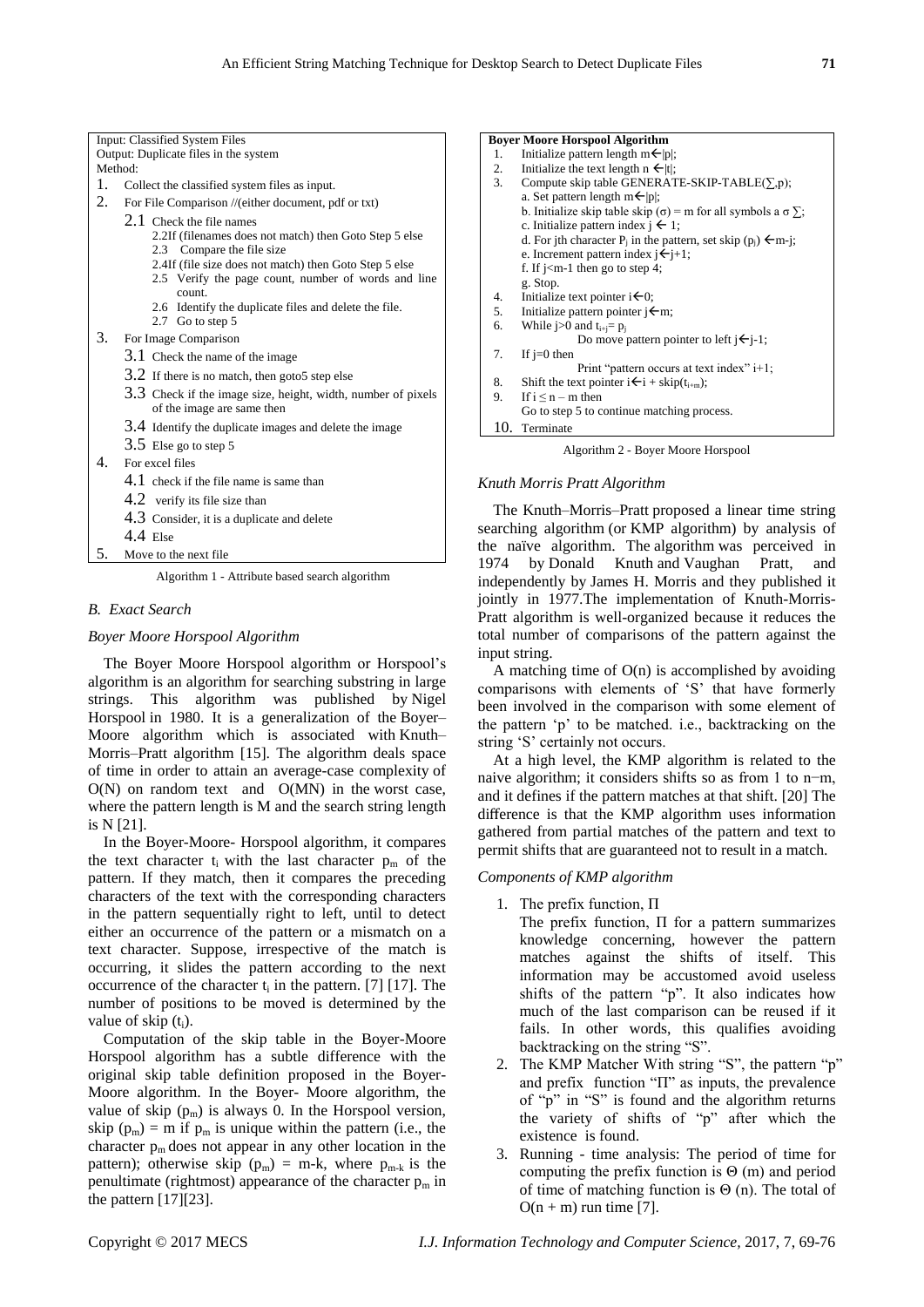Input: Classified System Files
Output: Duplicate files in the system
Method:

1. Collect the classified system files as input.
2. For File Comparison //(either document, pdf or txt)
   - 2.1 Check the file names
   - 2.2If (filenames does not match) then Goto Step 5 else
   - 2.3 Compare the file size
   - 2.4If (file size does not match) then Goto Step 5 else
   - 2.5 Verify the page count, number of words and line count.
   - 2.6 Identify the duplicate files and delete the file.
   - 2.7 Go to step 5
3. For Image Comparison
   - 3.1 Check the name of the image
   - 3.2 If there is no match, then goto5 step else
   - 3.3 Check if the image size, height, width, number of pixels of the image are same then
   - 3.4 Identify the duplicate images and delete the image
   - 3.5 Else go to step 5
4. For excel files
   - 4.1 check if the file name is same than
   - 4.2 verify its file size than
   - 4.3 Consider, it is a duplicate and delete
   - 4.4 Else
5. Move to the next file

Algorithm 1 - Attribute based search algorithm

### *B. Exact Search*

#### *Boyer Moore Horspool Algorithm*

The Boyer Moore Horspool algorithm or Horspool's algorithm is an algorithm for searching substring in large strings. This algorithm was published by Nigel Horspool in 1980. It is a generalization of the Boyer–Moore algorithm which is associated with Knuth–Morris–Pratt algorithm [15]. The algorithm deals space of time in order to attain an average-case complexity of O(N) on random text and O(MN) in the worst case, where the pattern length is M and the search string length is N [21].

In the Boyer-Moore- Horspool algorithm, it compares the text character $t_i$ with the last character $p_m$ of the pattern. If they match, then it compares the preceding characters of the text with the corresponding characters in the pattern sequentially right to left, until to detect either an occurrence of the pattern or a mismatch on a text character. Suppose, irrespective of the match is occurring, it slides the pattern according to the next occurrence of the character $t_i$ in the pattern. [7] [17]. The number of positions to be moved is determined by the value of skip ($t_i$).

Computation of the skip table in the Boyer-Moore Horspool algorithm has a subtle difference with the original skip table definition proposed in the Boyer-Moore algorithm. In the Boyer- Moore algorithm, the value of skip ($p_m$) is always 0. In the Horspool version, skip ($p_m$) = m if $p_m$ is unique within the pattern (i.e., the character $p_m$ does not appear in any other location in the pattern); otherwise skip ($p_m$) = m-k, where $p_{m-k}$ is the penultimate (rightmost) appearance of the character $p_m$ in the pattern [17][23].

**Boyer Moore Horspool Algorithm**

1. Initialize pattern length m←|p|;
2. Initialize the text length n ←|t|;
3. Compute skip table GENERATE-SKIP-TABLE(∑,p);
   - a. Set pattern length m←|p|;
   - b. Initialize skip table skip (σ) = m for all symbols a σ ∑;
   - c. Initialize pattern index j ← 1;
   - d. For jth character $P_j$ in the pattern, set skip ($p_j$) ←m-j;
   - e. Increment pattern index j←j+1;
   - f. If j<m-1 then go to step 4;
   - g. Stop.
4. Initialize text pointer i←0;
5. Initialize pattern pointer j←m;
6. While j>0 and $t_{i+j}$= $p_j$
   Do move pattern pointer to left j←j-1;
7. If j=0 then
   Print "pattern occurs at text index" i+1;
8. Shift the text pointer i←i + skip($t_{i+m}$);
9. If i ≤ n – m then
   Go to step 5 to continue matching process.
10. Terminate

Algorithm 2 - Boyer Moore Horspool

#### *Knuth Morris Pratt Algorithm*

The Knuth–Morris–Pratt proposed a linear time string searching algorithm (or KMP algorithm) by analysis of the naïve algorithm. The algorithm was perceived in 1974 by Donald Knuth and Vaughan Pratt, and independently by James H. Morris and they published it jointly in 1977.The implementation of Knuth-Morris-Pratt algorithm is well-organized because it reduces the total number of comparisons of the pattern against the input string.

A matching time of O(n) is accomplished by avoiding comparisons with elements of 'S' that have formerly been involved in the comparison with some element of the pattern 'p' to be matched. i.e., backtracking on the string 'S' certainly not occurs.

At a high level, the KMP algorithm is related to the naive algorithm; it considers shifts so as from 1 to n−m, and it defines if the pattern matches at that shift. [20] The difference is that the KMP algorithm uses information gathered from partial matches of the pattern and text to permit shifts that are guaranteed not to result in a match.

#### *Components of KMP algorithm*

1. The prefix function, Π
   The prefix function, Π for a pattern summarizes knowledge concerning, however the pattern matches against the shifts of itself. This information may be accustomed avoid useless shifts of the pattern "p". It also indicates how much of the last comparison can be reused if it fails. In other words, this qualifies avoiding backtracking on the string "S".
2. The KMP Matcher With string "S", the pattern "p" and prefix function "Π" as inputs, the prevalence of "p" in "S" is found and the algorithm returns the variety of shifts of "p" after which the existence is found.
3. Running - time analysis: The period of time for computing the prefix function is Θ (m) and period of time of matching function is Θ (n). The total of O(n + m) run time [7].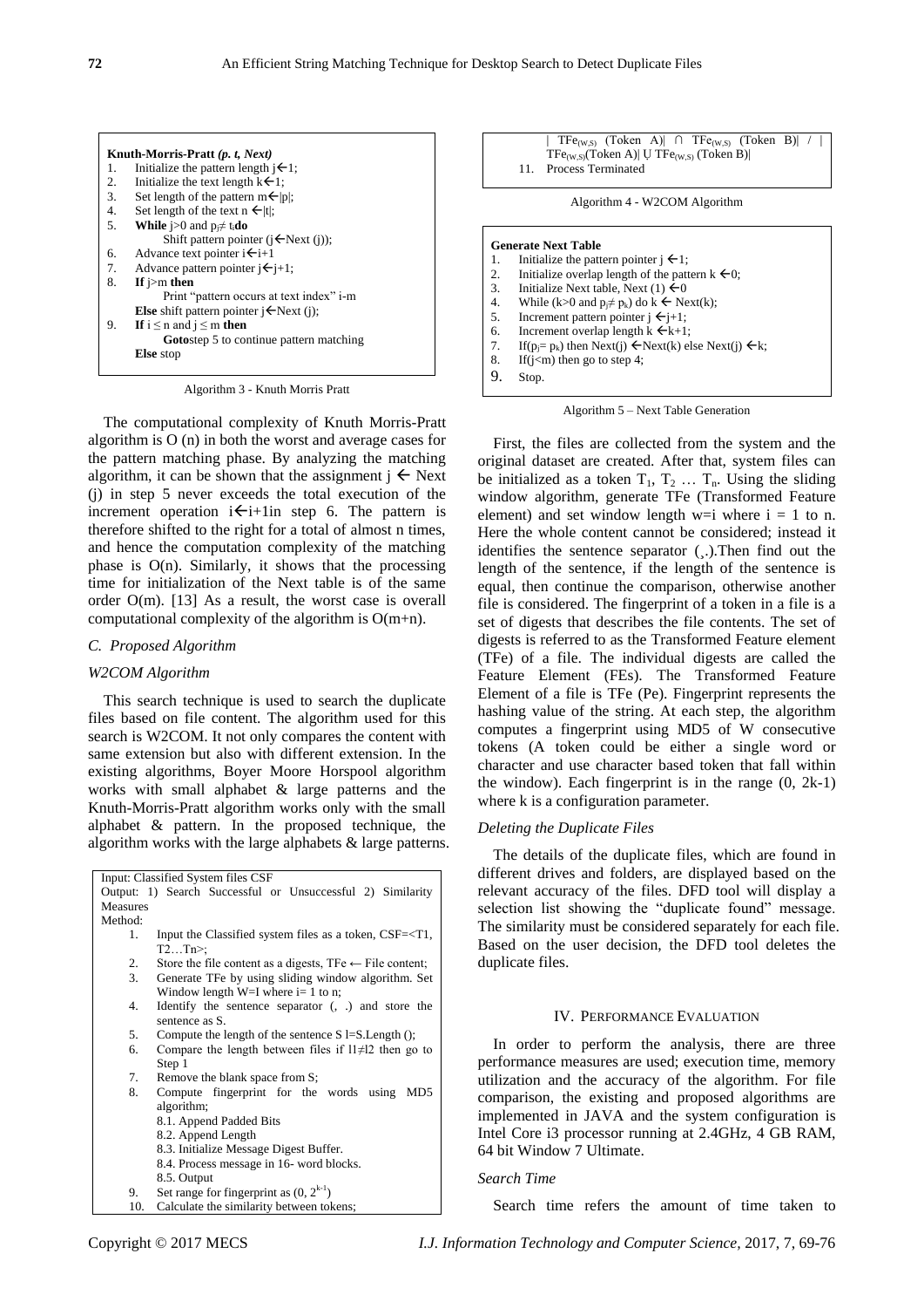**Knuth-Morris-Pratt** *(p. t, Next)*

1. Initialize the pattern length j←1;
2. Initialize the text length k←1;
3. Set length of the pattern m←|p|;
4. Set length of the text n ←|t|;
5. **While** j>0 and $p_j \neq t_i$ **do**
   Shift pattern pointer (j←Next (j));
6. Advance text pointer i←i+1
7. Advance pattern pointer j←j+1;
8. **If** j>m **then**
   Print "pattern occurs at text index" i-m
   **Else** shift pattern pointer j←Next (j);
9. **If** i ≤ n and j ≤ m **then**
   **Goto**step 5 to continue pattern matching
   **Else** stop

Algorithm 3 - Knuth Morris Pratt

The computational complexity of Knuth Morris-Pratt algorithm is O (n) in both the worst and average cases for the pattern matching phase. By analyzing the matching algorithm, it can be shown that the assignment j ← Next (j) in step 5 never exceeds the total execution of the increment operation i←i+1in step 6. The pattern is therefore shifted to the right for a total of almost n times, and hence the computation complexity of the matching phase is O(n). Similarly, it shows that the processing time for initialization of the Next table is of the same order O(m). [13] As a result, the worst case is overall computational complexity of the algorithm is O(m+n).

### *C. Proposed Algorithm*

*W2COM Algorithm*

This search technique is used to search the duplicate files based on file content. The algorithm used for this search is W2COM. It not only compares the content with same extension but also with different extension. In the existing algorithms, Boyer Moore Horspool algorithm works with small alphabet & large patterns and the Knuth-Morris-Pratt algorithm works only with the small alphabet & pattern. In the proposed technique, the algorithm works with the large alphabets & large patterns.

Input: Classified System files CSF
Output: 1) Search Successful or Unsuccessful 2) Similarity Measures
Method:

1. Input the Classified system files as a token, CSF=<T1, T2…Tn>;
2. Store the file content as a digests, TFe ← File content;
3. Generate TFe by using sliding window algorithm. Set Window length W=I where i= 1 to n;
4. Identify the sentence separator (, .) and store the sentence as S.
5. Compute the length of the sentence S l=S.Length ();
6. Compare the length between files if l1≠l2 then go to Step 1
7. Remove the blank space from S;
8. Compute fingerprint for the words using MD5 algorithm;
   8.1. Append Padded Bits
   8.2. Append Length
   8.3. Initialize Message Digest Buffer.
   8.4. Process message in 16- word blocks.
   8.5. Output
9. Set range for fingerprint as $(0, 2^{k-1})$
10. Calculate the similarity between tokens;
    $|TFe_{(W,S)}\ (\text{Token A})| \cap TFe_{(W,S)}\ (\text{Token B})| \ / \ |TFe_{(W,S)}(\text{Token A})| \cup TFe_{(W,S)}\ (\text{Token B})|$
11. Process Terminated

Algorithm 4 - W2COM Algorithm

**Generate Next Table**

1. Initialize the pattern pointer j ←1;
2. Initialize overlap length of the pattern k ←0;
3. Initialize Next table, Next (1) ←0
4. While (k>0 and $p_j \neq p_k$) do k ← Next(k);
5. Increment pattern pointer j ←j+1;
6. Increment overlap length k ←k+1;
7. If($p_j = p_k$) then Next(j) ←Next(k) else Next(j) ←k;
8. If(j<m) then go to step 4;
9. Stop.

Algorithm 5 – Next Table Generation

First, the files are collected from the system and the original dataset are created. After that, system files can be initialized as a token $T_1$, $T_2$ … $T_n$. Using the sliding window algorithm, generate TFe (Transformed Feature element) and set window length w=i where i = 1 to n. Here the whole content cannot be considered; instead it identifies the sentence separator (,.).Then find out the length of the sentence, if the length of the sentence is equal, then continue the comparison, otherwise another file is considered. The fingerprint of a token in a file is a set of digests that describes the file contents. The set of digests is referred to as the Transformed Feature element (TFe) of a file. The individual digests are called the Feature Element (FEs). The Transformed Feature Element of a file is TFe (Pe). Fingerprint represents the hashing value of the string. At each step, the algorithm computes a fingerprint using MD5 of W consecutive tokens (A token could be either a single word or character and use character based token that fall within the window). Each fingerprint is in the range (0, 2k-1) where k is a configuration parameter.

*Deleting the Duplicate Files*

The details of the duplicate files, which are found in different drives and folders, are displayed based on the relevant accuracy of the files. DFD tool will display a selection list showing the "duplicate found" message. The similarity must be considered separately for each file. Based on the user decision, the DFD tool deletes the duplicate files.

## IV. Performance Evaluation

In order to perform the analysis, there are three performance measures are used; execution time, memory utilization and the accuracy of the algorithm. For file comparison, the existing and proposed algorithms are implemented in JAVA and the system configuration is Intel Core i3 processor running at 2.4GHz, 4 GB RAM, 64 bit Window 7 Ultimate.

*Search Time*

Search time refers the amount of time taken to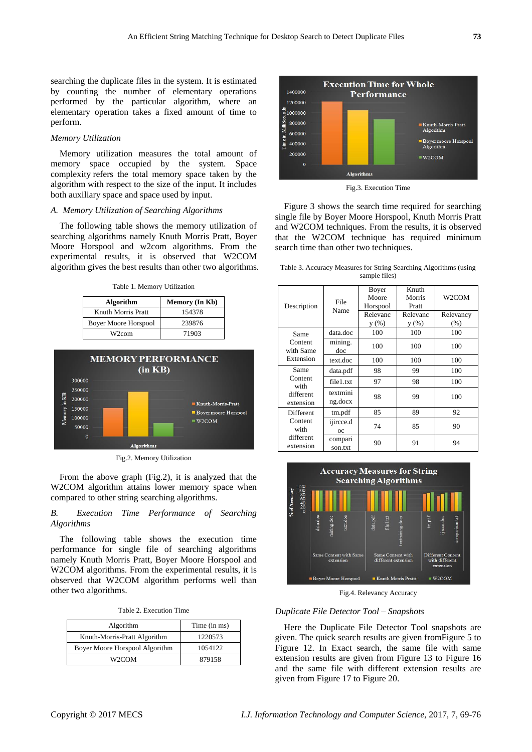searching the duplicate files in the system. It is estimated by counting the number of elementary operations performed by the particular algorithm, where an elementary operation takes a fixed amount of time to perform.

*Memory Utilization*

Memory utilization measures the total amount of memory space occupied by the system. Space complexity refers the total memory space taken by the algorithm with respect to the size of the input. It includes both auxiliary space and space used by input.

*A. Memory Utilization of Searching Algorithms*

The following table shows the memory utilization of searching algorithms namely Knuth Morris Pratt, Boyer Moore Horspool and w2com algorithms. From the experimental results, it is observed that W2COM algorithm gives the best results than other two algorithms.

Table 1. Memory Utilization

| Algorithm | Memory (In Kb) |
|---|---|
| Knuth Morris Pratt | 154378 |
| Boyer Moore Horspool | 239876 |
| W2com | 71903 |

MEMORY PERFORMANCE (in KB)

Memory in KB

300000
250000
200000
150000
100000
50000
0

Algorithms

Knuth-Morris-Pratt
Boyer moore Horspool
W2COM

Fig.2. Memory Utilization

From the above graph (Fig.2), it is analyzed that the W2COM algorithm attains lower memory space when compared to other string searching algorithms.

*B. Execution Time Performance of Searching Algorithms*

The following table shows the execution time performance for single file for searching algorithms namely Knuth Morris Pratt, Boyer Moore Horspool and W2COM algorithms. From the experimental results, it is observed that W2COM algorithm performs well than other two algorithms.

Table 2. Execution Time

| Algorithm | Time (in ms) |
|---|---|
| Knuth-Morris-Pratt Algorithm | 1220573 |
| Boyer Moore Horspool Algorithm | 1054122 |
| W2COM | 879158 |

Execution Time for Whole Performance

Time in MilliSeconds

1400000
1200000
1000000
800000
600000
400000
200000
0

Algorithms

Knuth-Morris-Pratt Algorithm
Boyer moore Horspool Algorithm
W2COM

Fig.3. Execution Time

Figure 3 shows the search time required for searching single file by Boyer Moore Horspool, Knuth Morris Pratt and W2COM techniques. From the results, it is observed that the W2COM technique has required minimum search time than other two techniques.

Table 3. Accuracy Measures for String Searching Algorithms (using sample files)

| Description | File Name | Boyer Moore Horspool Relevancy (%) | Knuth Morris Pratt Relevancy (%) | W2COM Relevancy (%) |
|---|---|---|---|---|
| Same Content with Same Extension | data.doc | 100 | 100 | 100 |
| | mining.doc | 100 | 100 | 100 |
| | text.doc | 100 | 100 | 100 |
| Same Content with different extension | data.pdf | 98 | 99 | 100 |
| | file1.txt | 97 | 98 | 100 |
| | textmining.docx | 98 | 99 | 100 |
| Different Content with different extension | tm.pdf | 85 | 89 | 92 |
| | ijircce.doc | 74 | 85 | 90 |
| | comparison.txt | 90 | 91 | 94 |

Accuracy Measures for String Searching Algorithms

% of Accuracy

120
100
80
60
40
20
0

data.doc
mining.doc
text.doc
data.pdf
file1.txt
textmining.docx
tm.pdf
ijircce.doc
comparison.txt

Same Content with Same extension
Same Content with different extension
Different Content with different extension

Boyer Moore Horspool
Knuth Morris Pratt
W2COM

Fig.4. Relevancy Accuracy

*Duplicate File Detector Tool – Snapshots*

Here the Duplicate File Detector Tool snapshots are given. The quick search results are given fromFigure 5 to Figure 12. In Exact search, the same file with same extension results are given from Figure 13 to Figure 16 and the same file with different extension results are given from Figure 17 to Figure 20.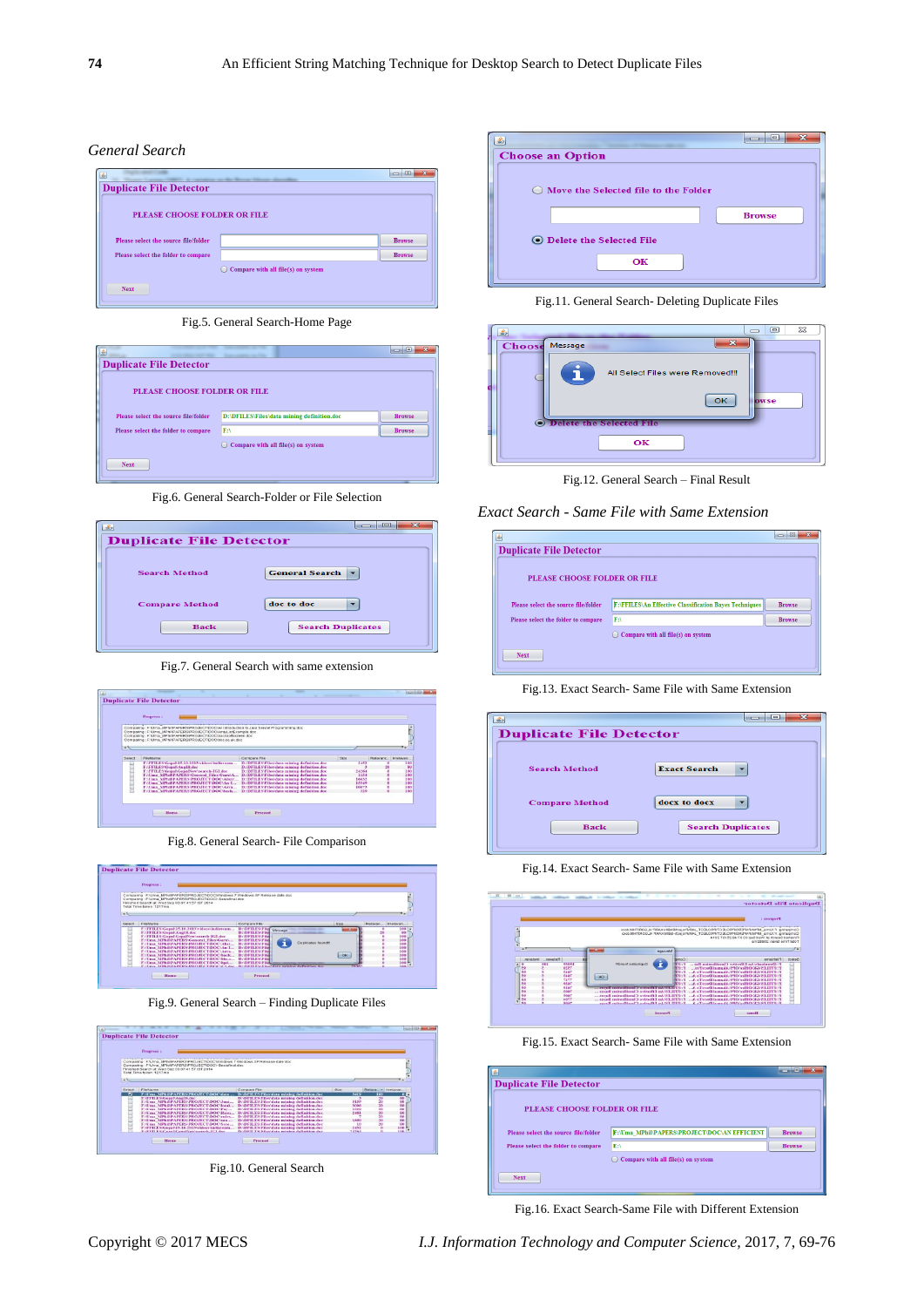*General Search*

Fig.5. General Search-Home Page

Fig.6. General Search-Folder or File Selection

Fig.7. General Search with same extension

Fig.8. General Search- File Comparison

Fig.9. General Search – Finding Duplicate Files

Fig.10. General Search

Fig.11. General Search- Deleting Duplicate Files

Fig.12. General Search – Final Result

*Exact Search - Same File with Same Extension*

Fig.13. Exact Search- Same File with Same Extension

Fig.14. Exact Search- Same File with Same Extension

Fig.15. Exact Search- Same File with Same Extension

Fig.16. Exact Search-Same File with Different Extension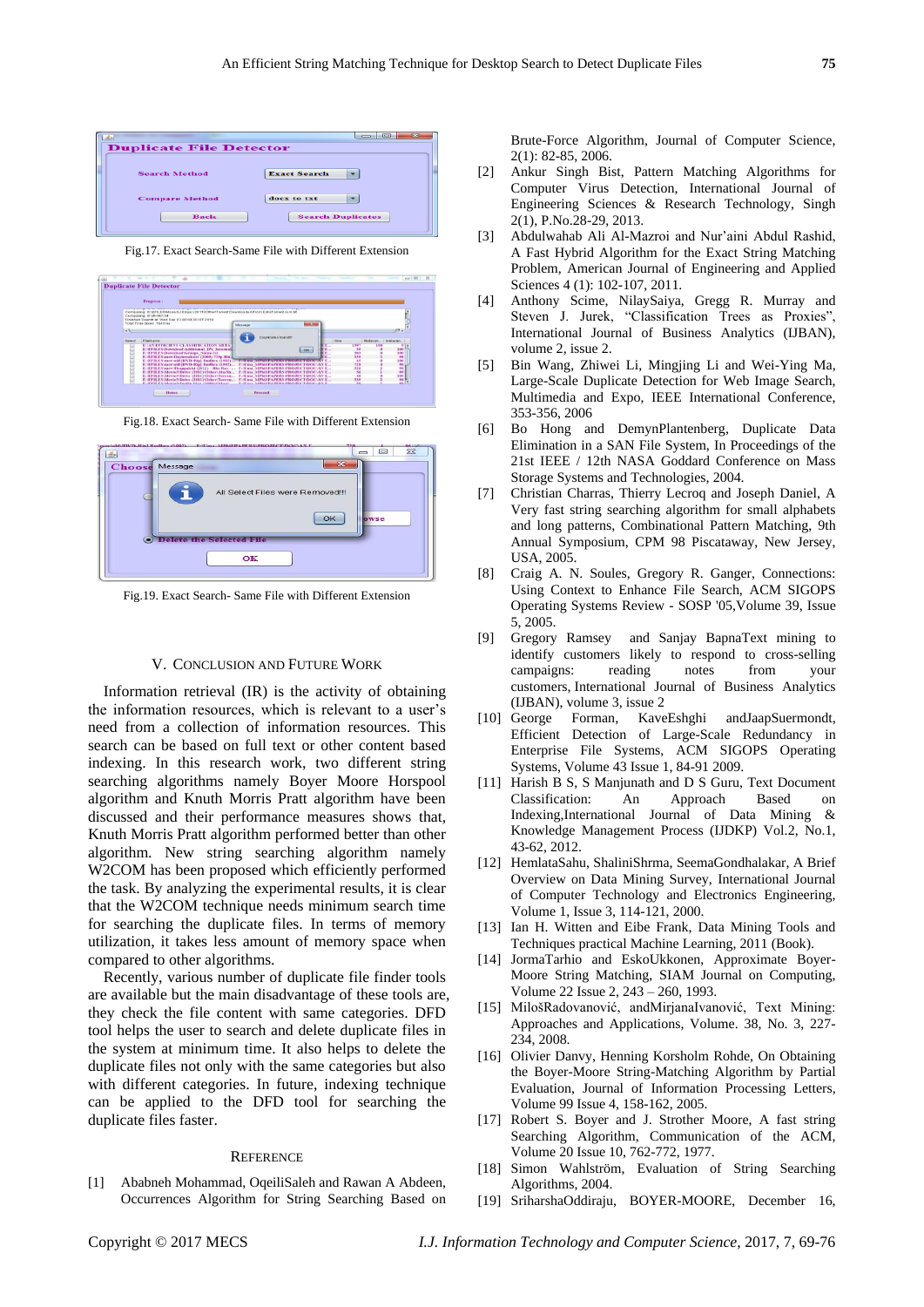Fig.17. Exact Search-Same File with Different Extension

Fig.18. Exact Search- Same File with Different Extension

Fig.19. Exact Search- Same File with Different Extension

## V. Conclusion and Future Work

Information retrieval (IR) is the activity of obtaining the information resources, which is relevant to a user's need from a collection of information resources. This search can be based on full text or other content based indexing. In this research work, two different string searching algorithms namely Boyer Moore Horspool algorithm and Knuth Morris Pratt algorithm have been discussed and their performance measures shows that, Knuth Morris Pratt algorithm performed better than other algorithm. New string searching algorithm namely W2COM has been proposed which efficiently performed the task. By analyzing the experimental results, it is clear that the W2COM technique needs minimum search time for searching the duplicate files. In terms of memory utilization, it takes less amount of memory space when compared to other algorithms.

Recently, various number of duplicate file finder tools are available but the main disadvantage of these tools are, they check the file content with same categories. DFD tool helps the user to search and delete duplicate files in the system at minimum time. It also helps to delete the duplicate files not only with the same categories but also with different categories. In future, indexing technique can be applied to the DFD tool for searching the duplicate files faster.

## Reference

[1] Ababneh Mohammad, OqeiliSaleh and Rawan A Abdeen, Occurrences Algorithm for String Searching Based on Brute-Force Algorithm, Journal of Computer Science, 2(1): 82-85, 2006.

[2] Ankur Singh Bist, Pattern Matching Algorithms for Computer Virus Detection, International Journal of Engineering Sciences & Research Technology, Singh 2(1), P.No.28-29, 2013.

[3] Abdulwahab Ali Al-Mazroi and Nur'aini Abdul Rashid, A Fast Hybrid Algorithm for the Exact String Matching Problem, American Journal of Engineering and Applied Sciences 4 (1): 102-107, 2011.

[4] Anthony Scime, NilaySaiya, Gregg R. Murray and Steven J. Jurek, "Classification Trees as Proxies", International Journal of Business Analytics (IJBAN), volume 2, issue 2

[5] Bin Wang, Zhiwei Li, Mingjing Li and Wei-Ying Ma, Large-Scale Duplicate Detection for Web Image Search, Multimedia and Expo, IEEE International Conference, 353-356, 2006

[6] Bo Hong and DemynPlantenberg, Duplicate Data Elimination in a SAN File System, In Proceedings of the 21st IEEE / 12th NASA Goddard Conference on Mass Storage Systems and Technologies, 2004.

[7] Christian Charras, Thierry Lecroq and Joseph Daniel, A Very fast string searching algorithm for small alphabets and long patterns, Combinational Pattern Matching, 9th Annual Symposium, CPM 98 Piscataway, New Jersey, USA, 2005.

[8] Craig A. N. Soules, Gregory R. Ganger, Connections: Using Context to Enhance File Search, ACM SIGOPS Operating Systems Review - SOSP '05,Volume 39, Issue 5, 2005.

[9] Gregory Ramsey and Sanjay BapnaText mining to identify customers likely to respond to cross-selling campaigns: reading notes from your customers, International Journal of Business Analytics (IJBAN), volume 3, issue 2

[10] George Forman, KaveEshghi andJaapSuermondt, Efficient Detection of Large-Scale Redundancy in Enterprise File Systems, ACM SIGOPS Operating Systems Review, Volume 43 Issue 1, 84-91 2009.

[11] Harish B S, S Manjunath and D S Guru, Text Document Classification: An Approach Based on Indexing,International Journal of Data Mining & Knowledge Management Process (IJDKP) Vol.2, No.1, 43-62, 2012.

[12] HemlataSahu, ShaliniShrma, SeemaGondhalakar, A Brief Overview on Data Mining Survey, International Journal of Computer Technology and Electronics Engineering, Volume 1, Issue 3, 114-121, 2000.

[13] Ian H. Witten and Eibe Frank, Data Mining Tools and Techniques practical Machine Learning, 2011 (Book).

[14] JormaTarhio and EskoUkkonen, Approximate Boyer-Moore String Matching, SIAM Journal on Computing, Volume 22 Issue 2, 243 – 260, 1993.

[15] MilošRadovanović, andMirjanaIvanović, Text Mining: Approaches and Applications, Volume. 38, No. 3, 227-234, 2008.

[16] Olivier Danvy, Henning Korsholm Rohde, On Obtaining the Boyer-Moore String-Matching Algorithm by Partial Evaluation, Journal of Information Processing Letters, Volume 99 Issue 4, 158-162, 2005.

[17] Robert S. Boyer and J. Strother Moore, A fast string Searching Algorithm, Communication of the ACM, Volume 20 Issue 10, 762-772, 1977.

[18] Simon Wahlström, Evaluation of String Searching Algorithms, 2004.

[19] SriharshaOddiraju, BOYER-MOORE, December 16,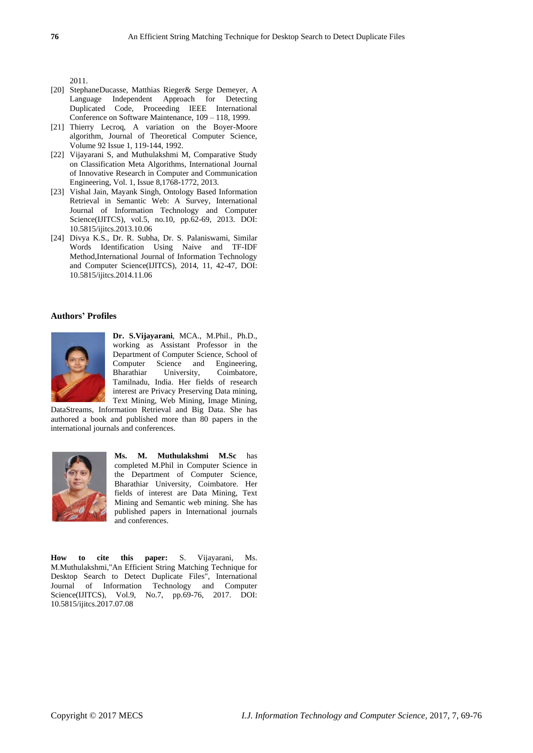2011.

[20] StephaneDucasse, Matthias Rieger& Serge Demeyer, A Language Independent Approach for Detecting Duplicated Code, Proceeding IEEE International Conference on Software Maintenance, 109 – 118, 1999.

[21] Thierry Lecroq, A variation on the Boyer-Moore algorithm, Journal of Theoretical Computer Science, Volume 92 Issue 1, 119-144, 1992.

[22] Vijayarani S, and Muthulakshmi M, Comparative Study on Classification Meta Algorithms, International Journal of Innovative Research in Computer and Communication Engineering, Vol. 1, Issue 8,1768-1772, 2013.

[23] Vishal Jain, Mayank Singh, Ontology Based Information Retrieval in Semantic Web: A Survey, International Journal of Information Technology and Computer Science(IJITCS), vol.5, no.10, pp.62-69, 2013. DOI: 10.5815/ijitcs.2013.10.06

[24] Divya K.S., Dr. R. Subha, Dr. S. Palaniswami, Similar Words Identification Using Naive and TF-IDF Method,International Journal of Information Technology and Computer Science(IJITCS), 2014, 11, 42-47, DOI: 10.5815/ijitcs.2014.11.06

## Authors' Profiles

**Dr. S.Vijayarani**, MCA., M.Phil., Ph.D., working as Assistant Professor in the Department of Computer Science, School of Computer Science and Engineering, Bharathiar University, Coimbatore, Tamilnadu, India. Her fields of research interest are Privacy Preserving Data mining, Text Mining, Web Mining, Image Mining, DataStreams, Information Retrieval and Big Data. She has authored a book and published more than 80 papers in the international journals and conferences.

**Ms. M. Muthulakshmi M.Sc** has completed M.Phil in Computer Science in the Department of Computer Science, Bharathiar University, Coimbatore. Her fields of interest are Data Mining, Text Mining and Semantic web mining. She has published papers in International journals and conferences.

**How to cite this paper:** S. Vijayarani, Ms. M.Muthulakshmi,"An Efficient String Matching Technique for Desktop Search to Detect Duplicate Files", International Journal of Information Technology and Computer Science(IJITCS), Vol.9, No.7, pp.69-76, 2017. DOI: 10.5815/ijitcs.2017.07.08